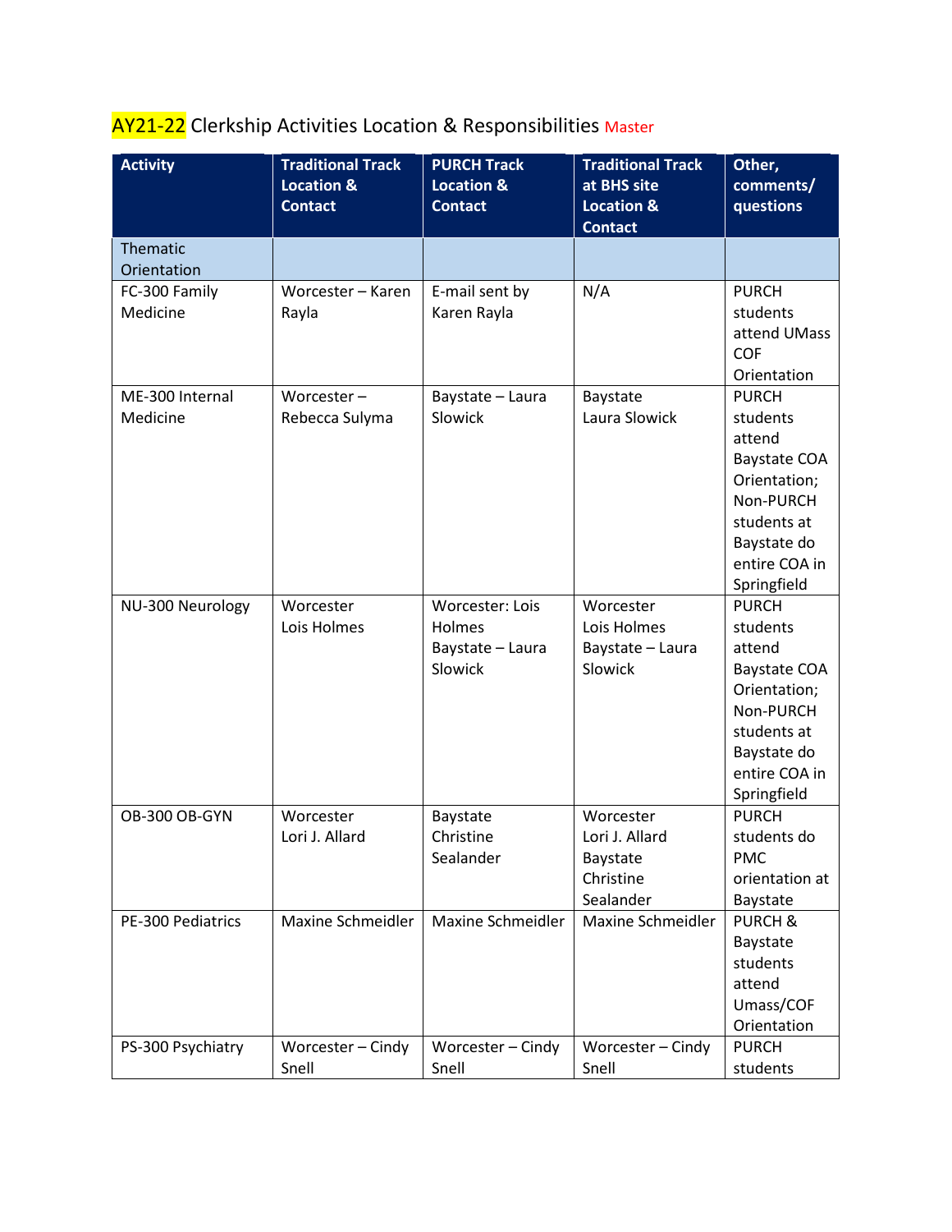# AY21-22 Clerkship Activities Location & Responsibilities Master

| Activity | Traditional Track Location & Contact | PURCH Track Location & Contact | Traditional Track at BHS site Location & Contact | Other, comments/ questions |
|---|---|---|---|---|
| Thematic Orientation | | | | |
| FC-300 Family Medicine | Worcester – Karen Rayla | E-mail sent by Karen Rayla | N/A | PURCH students attend UMass COF Orientation |
| ME-300 Internal Medicine | Worcester – Rebecca Sulyma | Baystate – Laura Slowick | Baystate Laura Slowick | PURCH students attend Baystate COA Orientation; Non-PURCH students at Baystate do entire COA in Springfield |
| NU-300 Neurology | Worcester Lois Holmes | Worcester: Lois Holmes Baystate – Laura Slowick | Worcester Lois Holmes Baystate – Laura Slowick | PURCH students attend Baystate COA Orientation; Non-PURCH students at Baystate do entire COA in Springfield |
| OB-300 OB-GYN | Worcester Lori J. Allard | Baystate Christine Sealander | Worcester Lori J. Allard Baystate Christine Sealander | PURCH students do PMC orientation at Baystate |
| PE-300 Pediatrics | Maxine Schmeidler | Maxine Schmeidler | Maxine Schmeidler | PURCH & Baystate students attend Umass/COF Orientation |
| PS-300 Psychiatry | Worcester – Cindy Snell | Worcester – Cindy Snell | Worcester – Cindy Snell | PURCH students |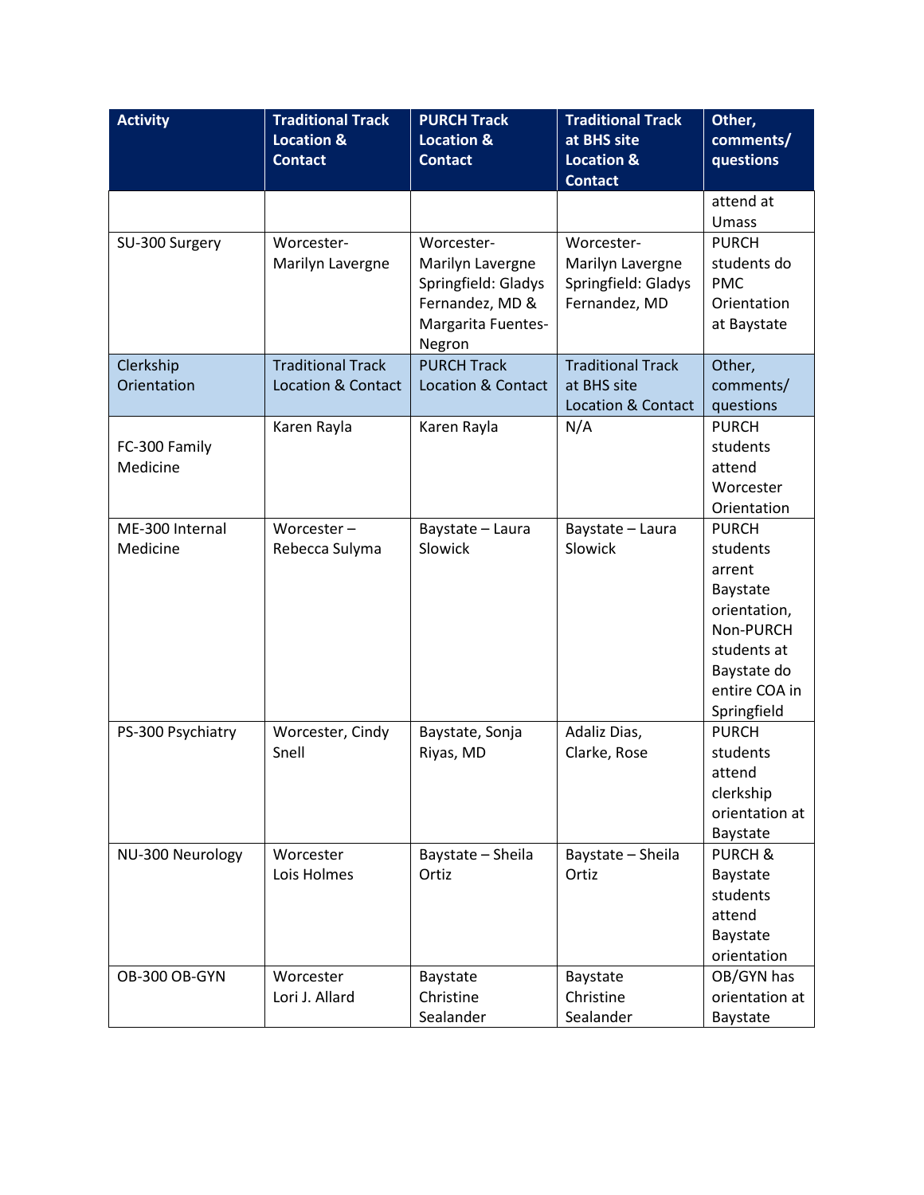| Activity | Traditional Track Location & Contact | PURCH Track Location & Contact | Traditional Track at BHS site Location & Contact | Other, comments/ questions |
|---|---|---|---|---|
| | | | | attend at Umass |
| SU-300 Surgery | Worcester- Marilyn Lavergne | Worcester- Marilyn Lavergne Springfield: Gladys Fernandez, MD & Margarita Fuentes-Negron | Worcester- Marilyn Lavergne Springfield: Gladys Fernandez, MD | PURCH students do PMC Orientation at Baystate |
| Clerkship Orientation | Traditional Track Location & Contact | PURCH Track Location & Contact | Traditional Track at BHS site Location & Contact | Other, comments/ questions |
| FC-300 Family Medicine | Karen Rayla | Karen Rayla | N/A | PURCH students attend Worcester Orientation |
| ME-300 Internal Medicine | Worcester – Rebecca Sulyma | Baystate – Laura Slowick | Baystate – Laura Slowick | PURCH students arrent Baystate orientation, Non-PURCH students at Baystate do entire COA in Springfield |
| PS-300 Psychiatry | Worcester, Cindy Snell | Baystate, Sonja Riyas, MD | Adaliz Dias, Clarke, Rose | PURCH students attend clerkship orientation at Baystate |
| NU-300 Neurology | Worcester Lois Holmes | Baystate – Sheila Ortiz | Baystate – Sheila Ortiz | PURCH & Baystate students attend Baystate orientation |
| OB-300 OB-GYN | Worcester Lori J. Allard | Baystate Christine Sealander | Baystate Christine Sealander | OB/GYN has orientation at Baystate |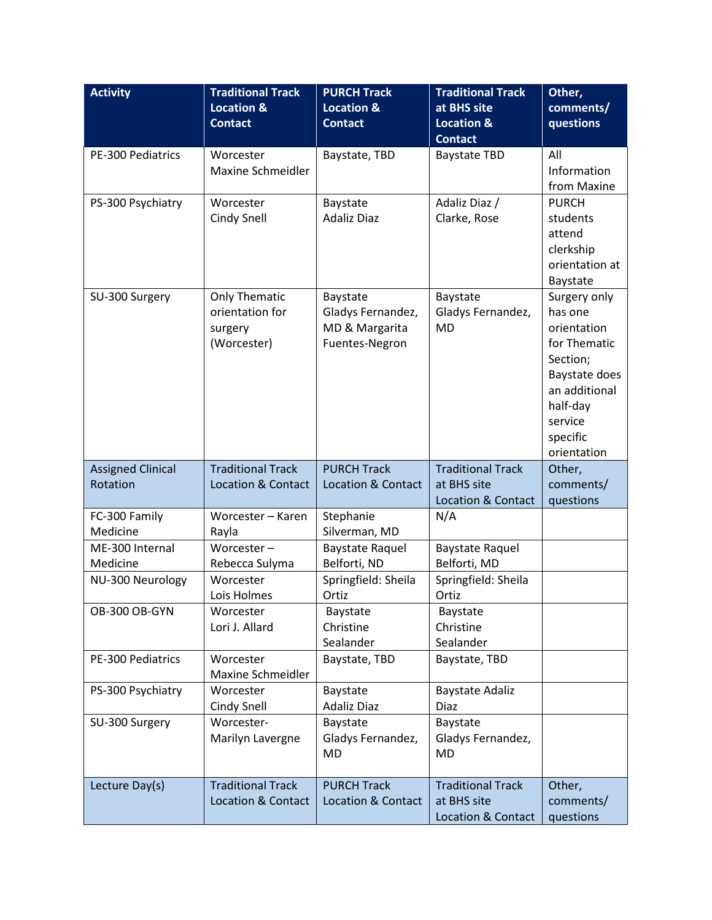| Activity | Traditional Track Location & Contact | PURCH Track Location & Contact | Traditional Track at BHS site Location & Contact | Other, comments/ questions |
|---|---|---|---|---|
| PE-300 Pediatrics | Worcester Maxine Schmeidler | Baystate, TBD | Baystate TBD | All Information from Maxine |
| PS-300 Psychiatry | Worcester Cindy Snell | Baystate Adaliz Diaz | Adaliz Diaz / Clarke, Rose | PURCH students attend clerkship orientation at Baystate |
| SU-300 Surgery | Only Thematic orientation for surgery (Worcester) | Baystate Gladys Fernandez, MD & Margarita Fuentes-Negron | Baystate Gladys Fernandez, MD | Surgery only has one orientation for Thematic Section; Baystate does an additional half-day service specific orientation |
| **Assigned Clinical Rotation** | **Traditional Track Location & Contact** | **PURCH Track Location & Contact** | **Traditional Track at BHS site Location & Contact** | **Other, comments/ questions** |
| FC-300 Family Medicine | Worcester – Karen Rayla | Stephanie Silverman, MD | N/A | |
| ME-300 Internal Medicine | Worcester – Rebecca Sulyma | Baystate Raquel Belforti, ND | Baystate Raquel Belforti, MD | |
| NU-300 Neurology | Worcester Lois Holmes | Springfield: Sheila Ortiz | Springfield: Sheila Ortiz | |
| OB-300 OB-GYN | Worcester Lori J. Allard | Baystate Christine Sealander | Baystate Christine Sealander | |
| PE-300 Pediatrics | Worcester Maxine Schmeidler | Baystate, TBD | Baystate, TBD | |
| PS-300 Psychiatry | Worcester Cindy Snell | Baystate Adaliz Diaz | Baystate Adaliz Diaz | |
| SU-300 Surgery | Worcester- Marilyn Lavergne | Baystate Gladys Fernandez, MD | Baystate Gladys Fernandez, MD | |
| **Lecture Day(s)** | **Traditional Track Location & Contact** | **PURCH Track Location & Contact** | **Traditional Track at BHS site Location & Contact** | **Other, comments/ questions** |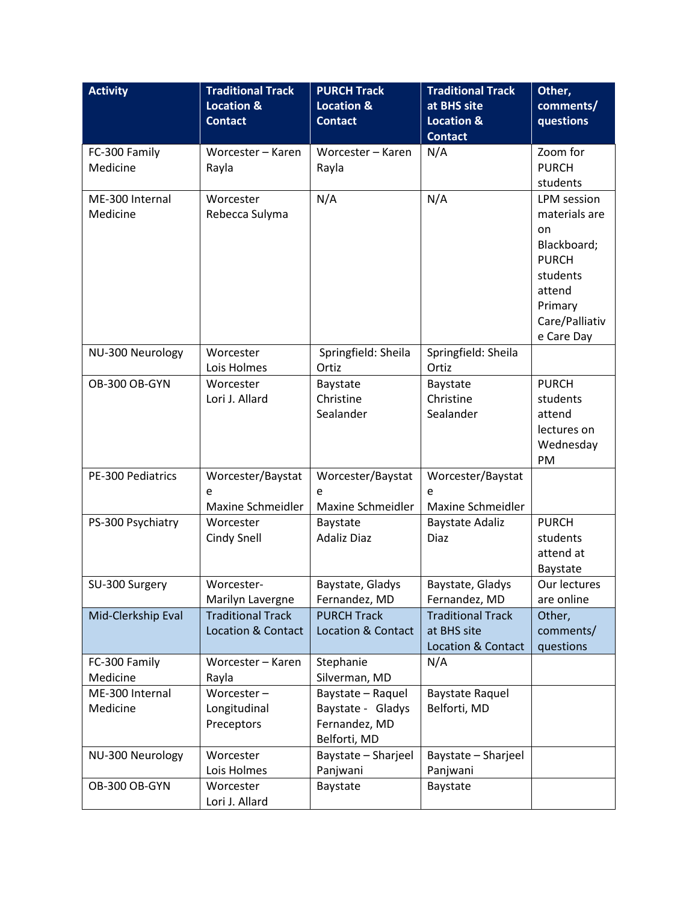| Activity | Traditional Track Location & Contact | PURCH Track Location & Contact | Traditional Track at BHS site Location & Contact | Other, comments/ questions |
|---|---|---|---|---|
| FC-300 Family Medicine | Worcester – Karen Rayla | Worcester – Karen Rayla | N/A | Zoom for PURCH students |
| ME-300 Internal Medicine | Worcester Rebecca Sulyma | N/A | N/A | LPM session materials are on Blackboard; PURCH students attend Primary Care/Palliative Care Day |
| NU-300 Neurology | Worcester Lois Holmes | Springfield: Sheila Ortiz | Springfield: Sheila Ortiz | |
| OB-300 OB-GYN | Worcester Lori J. Allard | Baystate Christine Sealander | Baystate Christine Sealander | PURCH students attend lectures on Wednesday PM |
| PE-300 Pediatrics | Worcester/Baystate Maxine Schmeidler | Worcester/Baystate Maxine Schmeidler | Worcester/Baystate Maxine Schmeidler | |
| PS-300 Psychiatry | Worcester Cindy Snell | Baystate Adaliz Diaz | Baystate Adaliz Diaz | PURCH students attend at Baystate |
| SU-300 Surgery | Worcester- Marilyn Lavergne | Baystate, Gladys Fernandez, MD | Baystate, Gladys Fernandez, MD | Our lectures are online |
| **Mid-Clerkship Eval** | **Traditional Track Location & Contact** | **PURCH Track Location & Contact** | **Traditional Track at BHS site Location & Contact** | **Other, comments/ questions** |
| FC-300 Family Medicine | Worcester – Karen Rayla | Stephanie Silverman, MD | N/A | |
| ME-300 Internal Medicine | Worcester – Longitudinal Preceptors | Baystate – Raquel Baystate - Gladys Fernandez, MD Belforti, MD | Baystate Raquel Belforti, MD | |
| NU-300 Neurology | Worcester Lois Holmes | Baystate – Sharjeel Panjwani | Baystate – Sharjeel Panjwani | |
| OB-300 OB-GYN | Worcester Lori J. Allard | Baystate | Baystate | |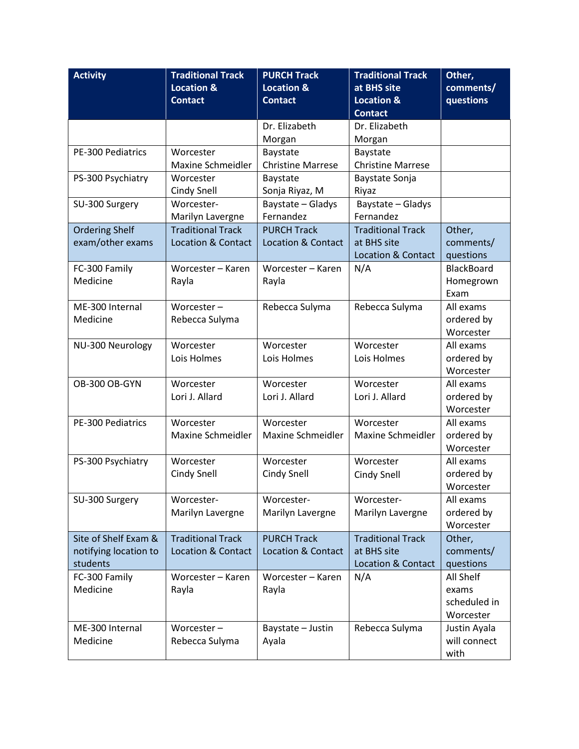| Activity | Traditional Track Location & Contact | PURCH Track Location & Contact | Traditional Track at BHS site Location & Contact | Other, comments/ questions |
|---|---|---|---|---|
| | | Dr. Elizabeth Morgan | Dr. Elizabeth Morgan | |
| PE-300 Pediatrics | Worcester Maxine Schmeidler | Baystate Christine Marrese | Baystate Christine Marrese | |
| PS-300 Psychiatry | Worcester Cindy Snell | Baystate Sonja Riyaz, M | Baystate Sonja Riyaz | |
| SU-300 Surgery | Worcester- Marilyn Lavergne | Baystate – Gladys Fernandez | Baystate – Gladys Fernandez | |
| Ordering Shelf exam/other exams | Traditional Track Location & Contact | PURCH Track Location & Contact | Traditional Track at BHS site Location & Contact | Other, comments/ questions |
| FC-300 Family Medicine | Worcester – Karen Rayla | Worcester – Karen Rayla | N/A | BlackBoard Homegrown Exam |
| ME-300 Internal Medicine | Worcester – Rebecca Sulyma | Rebecca Sulyma | Rebecca Sulyma | All exams ordered by Worcester |
| NU-300 Neurology | Worcester Lois Holmes | Worcester Lois Holmes | Worcester Lois Holmes | All exams ordered by Worcester |
| OB-300 OB-GYN | Worcester Lori J. Allard | Worcester Lori J. Allard | Worcester Lori J. Allard | All exams ordered by Worcester |
| PE-300 Pediatrics | Worcester Maxine Schmeidler | Worcester Maxine Schmeidler | Worcester Maxine Schmeidler | All exams ordered by Worcester |
| PS-300 Psychiatry | Worcester Cindy Snell | Worcester Cindy Snell | Worcester Cindy Snell | All exams ordered by Worcester |
| SU-300 Surgery | Worcester- Marilyn Lavergne | Worcester- Marilyn Lavergne | Worcester- Marilyn Lavergne | All exams ordered by Worcester |
| Site of Shelf Exam & notifying location to students | Traditional Track Location & Contact | PURCH Track Location & Contact | Traditional Track at BHS site Location & Contact | Other, comments/ questions |
| FC-300 Family Medicine | Worcester – Karen Rayla | Worcester – Karen Rayla | N/A | All Shelf exams scheduled in Worcester |
| ME-300 Internal Medicine | Worcester – Rebecca Sulyma | Baystate – Justin Ayala | Rebecca Sulyma | Justin Ayala will connect with |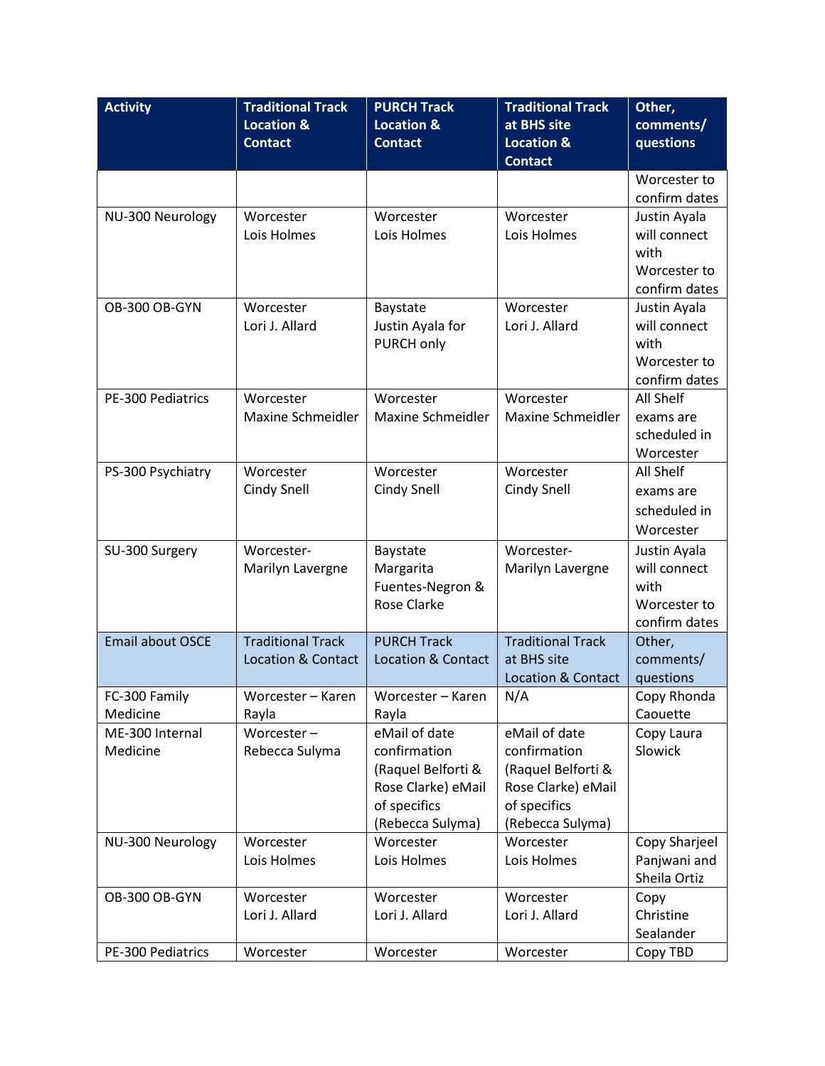| Activity | Traditional Track Location & Contact | PURCH Track Location & Contact | Traditional Track at BHS site Location & Contact | Other, comments/ questions |
|---|---|---|---|---|
| | | | | Worcester to confirm dates |
| NU-300 Neurology | Worcester Lois Holmes | Worcester Lois Holmes | Worcester Lois Holmes | Justin Ayala will connect with Worcester to confirm dates |
| OB-300 OB-GYN | Worcester Lori J. Allard | Baystate Justin Ayala for PURCH only | Worcester Lori J. Allard | Justin Ayala will connect with Worcester to confirm dates |
| PE-300 Pediatrics | Worcester Maxine Schmeidler | Worcester Maxine Schmeidler | Worcester Maxine Schmeidler | All Shelf exams are scheduled in Worcester |
| PS-300 Psychiatry | Worcester Cindy Snell | Worcester Cindy Snell | Worcester Cindy Snell | All Shelf exams are scheduled in Worcester |
| SU-300 Surgery | Worcester- Marilyn Lavergne | Baystate Margarita Fuentes-Negron & Rose Clarke | Worcester- Marilyn Lavergne | Justin Ayala will connect with Worcester to confirm dates |
| Email about OSCE | Traditional Track Location & Contact | PURCH Track Location & Contact | Traditional Track at BHS site Location & Contact | Other, comments/ questions |
| FC-300 Family Medicine | Worcester – Karen Rayla | Worcester – Karen Rayla | N/A | Copy Rhonda Caouette |
| ME-300 Internal Medicine | Worcester – Rebecca Sulyma | eMail of date confirmation (Raquel Belforti & Rose Clarke) eMail of specifics (Rebecca Sulyma) | eMail of date confirmation (Raquel Belforti & Rose Clarke) eMail of specifics (Rebecca Sulyma) | Copy Laura Slowick |
| NU-300 Neurology | Worcester Lois Holmes | Worcester Lois Holmes | Worcester Lois Holmes | Copy Sharjeel Panjwani and Sheila Ortiz |
| OB-300 OB-GYN | Worcester Lori J. Allard | Worcester Lori J. Allard | Worcester Lori J. Allard | Copy Christine Sealander |
| PE-300 Pediatrics | Worcester | Worcester | Worcester | Copy TBD |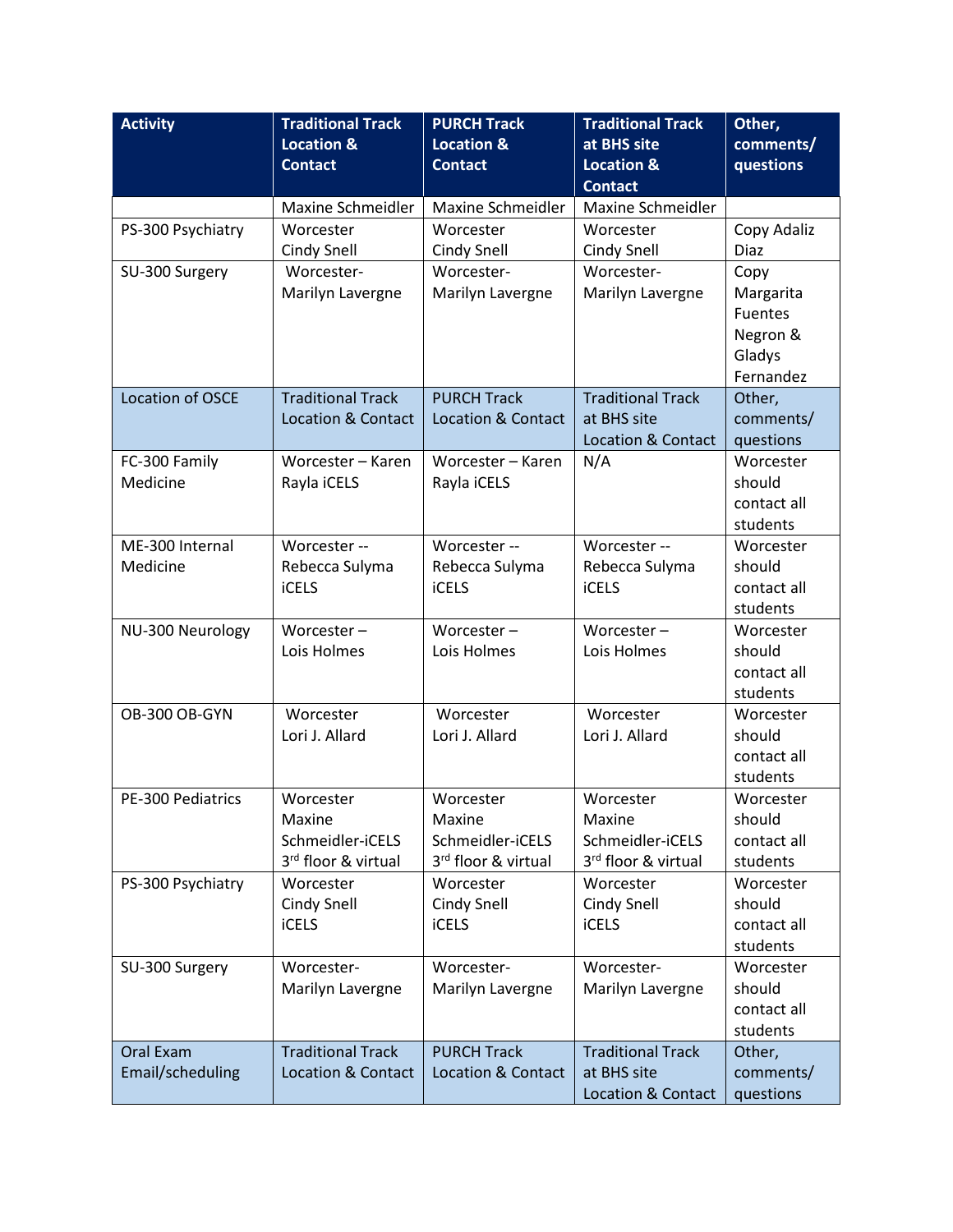| Activity | Traditional Track Location & Contact | PURCH Track Location & Contact | Traditional Track at BHS site Location & Contact | Other, comments/ questions |
|---|---|---|---|---|
| | Maxine Schmeidler | Maxine Schmeidler | Maxine Schmeidler | |
| PS-300 Psychiatry | Worcester Cindy Snell | Worcester Cindy Snell | Worcester Cindy Snell | Copy Adaliz Diaz |
| SU-300 Surgery | Worcester- Marilyn Lavergne | Worcester- Marilyn Lavergne | Worcester- Marilyn Lavergne | Copy Margarita Fuentes Negron & Gladys Fernandez |
| Location of OSCE | Traditional Track Location & Contact | PURCH Track Location & Contact | Traditional Track at BHS site Location & Contact | Other, comments/ questions |
| FC-300 Family Medicine | Worcester – Karen Rayla iCELS | Worcester – Karen Rayla iCELS | N/A | Worcester should contact all students |
| ME-300 Internal Medicine | Worcester -- Rebecca Sulyma iCELS | Worcester -- Rebecca Sulyma iCELS | Worcester -- Rebecca Sulyma iCELS | Worcester should contact all students |
| NU-300 Neurology | Worcester – Lois Holmes | Worcester – Lois Holmes | Worcester – Lois Holmes | Worcester should contact all students |
| OB-300 OB-GYN | Worcester Lori J. Allard | Worcester Lori J. Allard | Worcester Lori J. Allard | Worcester should contact all students |
| PE-300 Pediatrics | Worcester Maxine Schmeidler-iCELS 3rd floor & virtual | Worcester Maxine Schmeidler-iCELS 3rd floor & virtual | Worcester Maxine Schmeidler-iCELS 3rd floor & virtual | Worcester should contact all students |
| PS-300 Psychiatry | Worcester Cindy Snell iCELS | Worcester Cindy Snell iCELS | Worcester Cindy Snell iCELS | Worcester should contact all students |
| SU-300 Surgery | Worcester- Marilyn Lavergne | Worcester- Marilyn Lavergne | Worcester- Marilyn Lavergne | Worcester should contact all students |
| Oral Exam Email/scheduling | Traditional Track Location & Contact | PURCH Track Location & Contact | Traditional Track at BHS site Location & Contact | Other, comments/ questions |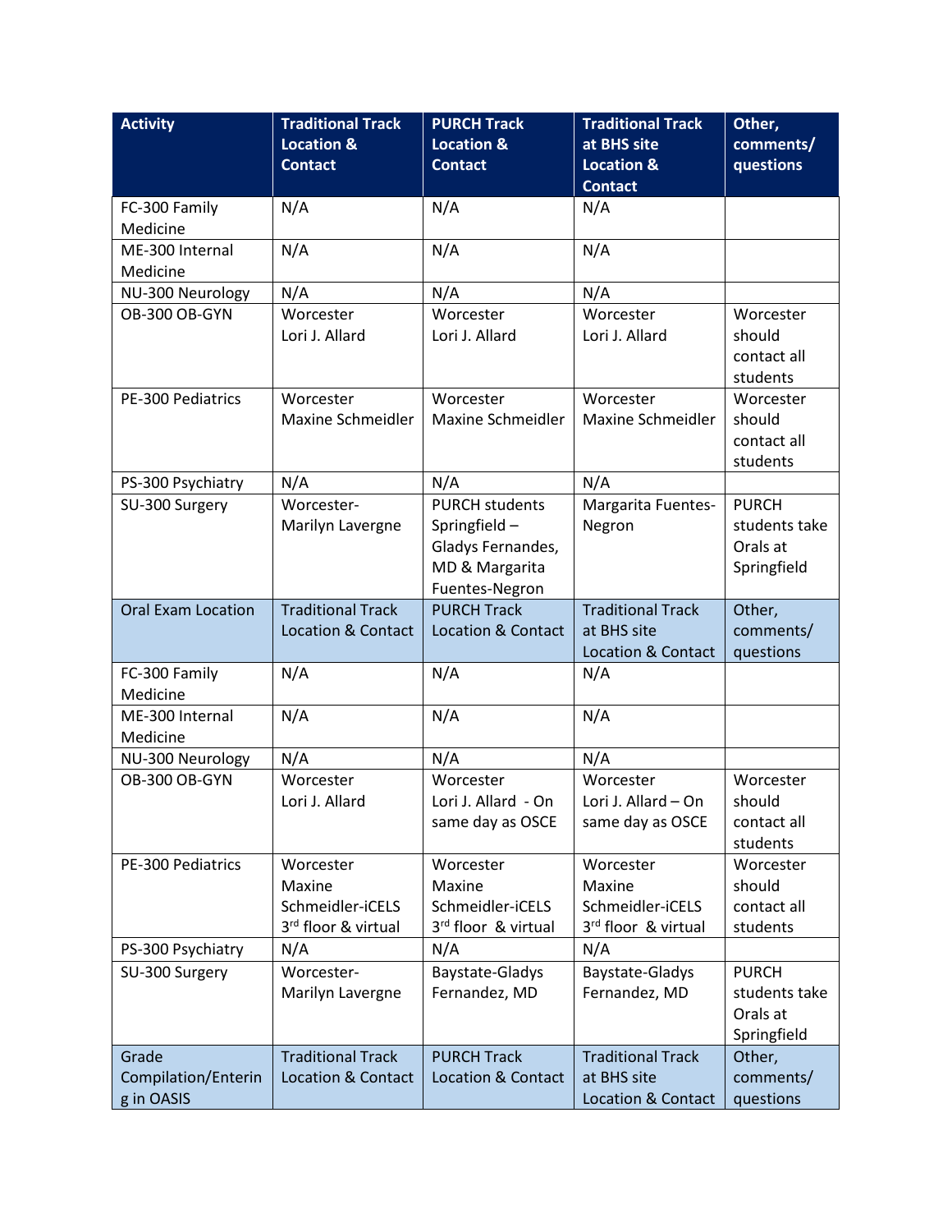| Activity | Traditional Track Location & Contact | PURCH Track Location & Contact | Traditional Track at BHS site Location & Contact | Other, comments/ questions |
|---|---|---|---|---|
| FC-300 Family Medicine | N/A | N/A | N/A | |
| ME-300 Internal Medicine | N/A | N/A | N/A | |
| NU-300 Neurology | N/A | N/A | N/A | |
| OB-300 OB-GYN | Worcester Lori J. Allard | Worcester Lori J. Allard | Worcester Lori J. Allard | Worcester should contact all students |
| PE-300 Pediatrics | Worcester Maxine Schmeidler | Worcester Maxine Schmeidler | Worcester Maxine Schmeidler | Worcester should contact all students |
| PS-300 Psychiatry | N/A | N/A | N/A | |
| SU-300 Surgery | Worcester- Marilyn Lavergne | PURCH students Springfield – Gladys Fernandes, MD & Margarita Fuentes-Negron | Margarita Fuentes-Negron | PURCH students take Orals at Springfield |
| **Oral Exam Location** | **Traditional Track Location & Contact** | **PURCH Track Location & Contact** | **Traditional Track at BHS site Location & Contact** | **Other, comments/ questions** |
| FC-300 Family Medicine | N/A | N/A | N/A | |
| ME-300 Internal Medicine | N/A | N/A | N/A | |
| NU-300 Neurology | N/A | N/A | N/A | |
| OB-300 OB-GYN | Worcester Lori J. Allard | Worcester Lori J. Allard - On same day as OSCE | Worcester Lori J. Allard – On same day as OSCE | Worcester should contact all students |
| PE-300 Pediatrics | Worcester Maxine Schmeidler-iCELS 3rd floor & virtual | Worcester Maxine Schmeidler-iCELS 3rd floor & virtual | Worcester Maxine Schmeidler-iCELS 3rd floor & virtual | Worcester should contact all students |
| PS-300 Psychiatry | N/A | N/A | N/A | |
| SU-300 Surgery | Worcester- Marilyn Lavergne | Baystate-Gladys Fernandez, MD | Baystate-Gladys Fernandez, MD | PURCH students take Orals at Springfield |
| **Grade Compilation/Entering in OASIS** | **Traditional Track Location & Contact** | **PURCH Track Location & Contact** | **Traditional Track at BHS site Location & Contact** | **Other, comments/ questions** |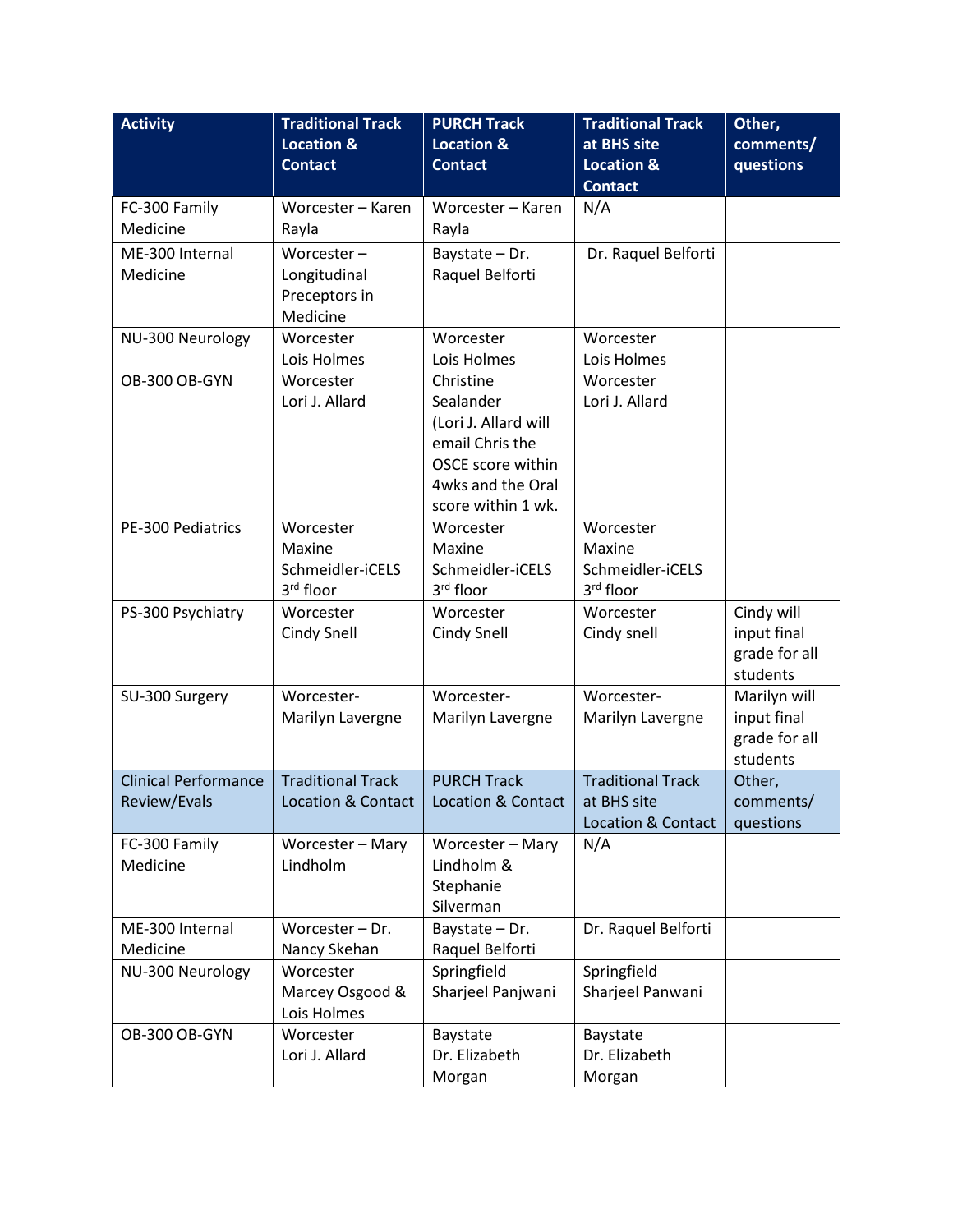| Activity | Traditional Track Location & Contact | PURCH Track Location & Contact | Traditional Track at BHS site Location & Contact | Other, comments/ questions |
| --- | --- | --- | --- | --- |
| FC-300 Family Medicine | Worcester – Karen Rayla | Worcester – Karen Rayla | N/A | |
| ME-300 Internal Medicine | Worcester – Longitudinal Preceptors in Medicine | Baystate – Dr. Raquel Belforti | Dr. Raquel Belforti | |
| NU-300 Neurology | Worcester Lois Holmes | Worcester Lois Holmes | Worcester Lois Holmes | |
| OB-300 OB-GYN | Worcester Lori J. Allard | Christine Sealander (Lori J. Allard will email Chris the OSCE score within 4wks and the Oral score within 1 wk. | Worcester Lori J. Allard | |
| PE-300 Pediatrics | Worcester Maxine Schmeidler-iCELS 3rd floor | Worcester Maxine Schmeidler-iCELS 3rd floor | Worcester Maxine Schmeidler-iCELS 3rd floor | |
| PS-300 Psychiatry | Worcester Cindy Snell | Worcester Cindy Snell | Worcester Cindy snell | Cindy will input final grade for all students |
| SU-300 Surgery | Worcester- Marilyn Lavergne | Worcester- Marilyn Lavergne | Worcester- Marilyn Lavergne | Marilyn will input final grade for all students |
| **Clinical Performance Review/Evals** | **Traditional Track Location & Contact** | **PURCH Track Location & Contact** | **Traditional Track at BHS site Location & Contact** | **Other, comments/ questions** |
| FC-300 Family Medicine | Worcester – Mary Lindholm | Worcester – Mary Lindholm & Stephanie Silverman | N/A | |
| ME-300 Internal Medicine | Worcester – Dr. Nancy Skehan | Baystate – Dr. Raquel Belforti | Dr. Raquel Belforti | |
| NU-300 Neurology | Worcester Marcey Osgood & Lois Holmes | Springfield Sharjeel Panjwani | Springfield Sharjeel Panwani | |
| OB-300 OB-GYN | Worcester Lori J. Allard | Baystate Dr. Elizabeth Morgan | Baystate Dr. Elizabeth Morgan | |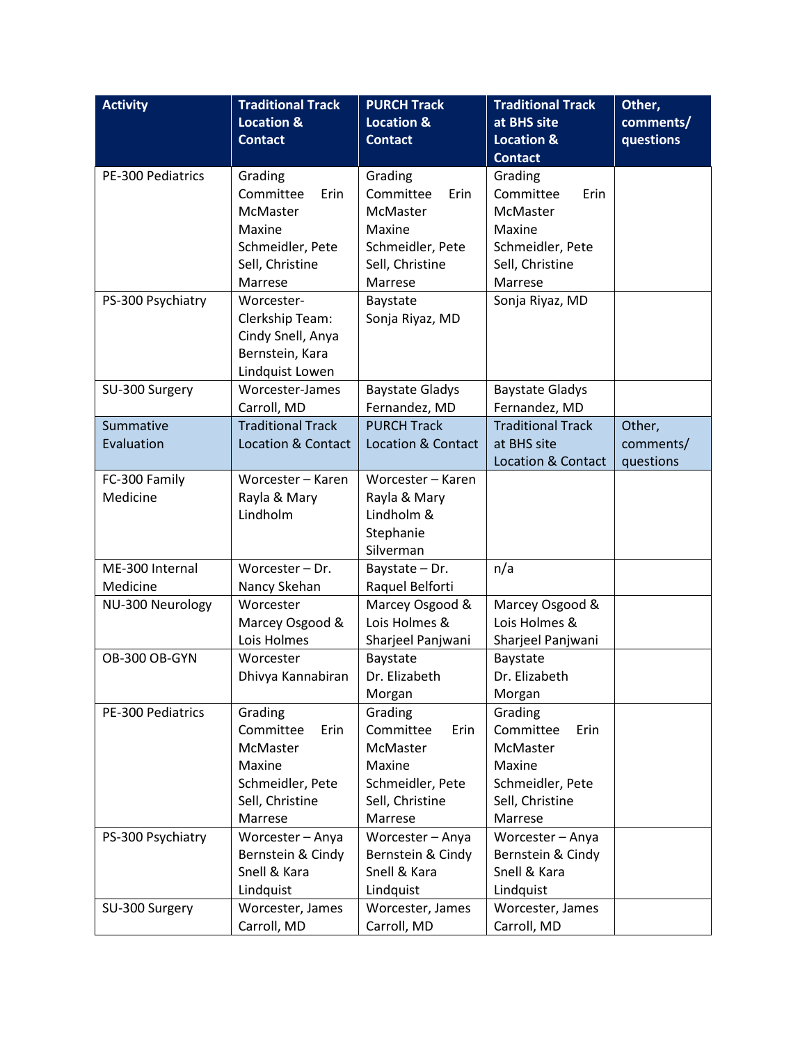| Activity | Traditional Track Location & Contact | PURCH Track Location & Contact | Traditional Track at BHS site Location & Contact | Other, comments/ questions |
|---|---|---|---|---|
| PE-300 Pediatrics | Grading Committee Erin McMaster Maxine Schmeidler, Pete Sell, Christine Marrese | Grading Committee Erin McMaster Maxine Schmeidler, Pete Sell, Christine Marrese | Grading Committee Erin McMaster Maxine Schmeidler, Pete Sell, Christine Marrese | |
| PS-300 Psychiatry | Worcester-Clerkship Team: Cindy Snell, Anya Bernstein, Kara Lindquist Lowen | Baystate Sonja Riyaz, MD | Sonja Riyaz, MD | |
| SU-300 Surgery | Worcester-James Carroll, MD | Baystate Gladys Fernandez, MD | Baystate Gladys Fernandez, MD | |
| **Summative Evaluation** | **Traditional Track Location & Contact** | **PURCH Track Location & Contact** | **Traditional Track at BHS site Location & Contact** | **Other, comments/ questions** |
| FC-300 Family Medicine | Worcester – Karen Rayla & Mary Lindholm | Worcester – Karen Rayla & Mary Lindholm & Stephanie Silverman | | |
| ME-300 Internal Medicine | Worcester – Dr. Nancy Skehan | Baystate – Dr. Raquel Belforti | n/a | |
| NU-300 Neurology | Worcester Marcey Osgood & Lois Holmes | Marcey Osgood & Lois Holmes & Sharjeel Panjwani | Marcey Osgood & Lois Holmes & Sharjeel Panjwani | |
| OB-300 OB-GYN | Worcester Dhivya Kannabiran | Baystate Dr. Elizabeth Morgan | Baystate Dr. Elizabeth Morgan | |
| PE-300 Pediatrics | Grading Committee Erin McMaster Maxine Schmeidler, Pete Sell, Christine Marrese | Grading Committee Erin McMaster Maxine Schmeidler, Pete Sell, Christine Marrese | Grading Committee Erin McMaster Maxine Schmeidler, Pete Sell, Christine Marrese | |
| PS-300 Psychiatry | Worcester – Anya Bernstein & Cindy Snell & Kara Lindquist | Worcester – Anya Bernstein & Cindy Snell & Kara Lindquist | Worcester – Anya Bernstein & Cindy Snell & Kara Lindquist | |
| SU-300 Surgery | Worcester, James Carroll, MD | Worcester, James Carroll, MD | Worcester, James Carroll, MD | |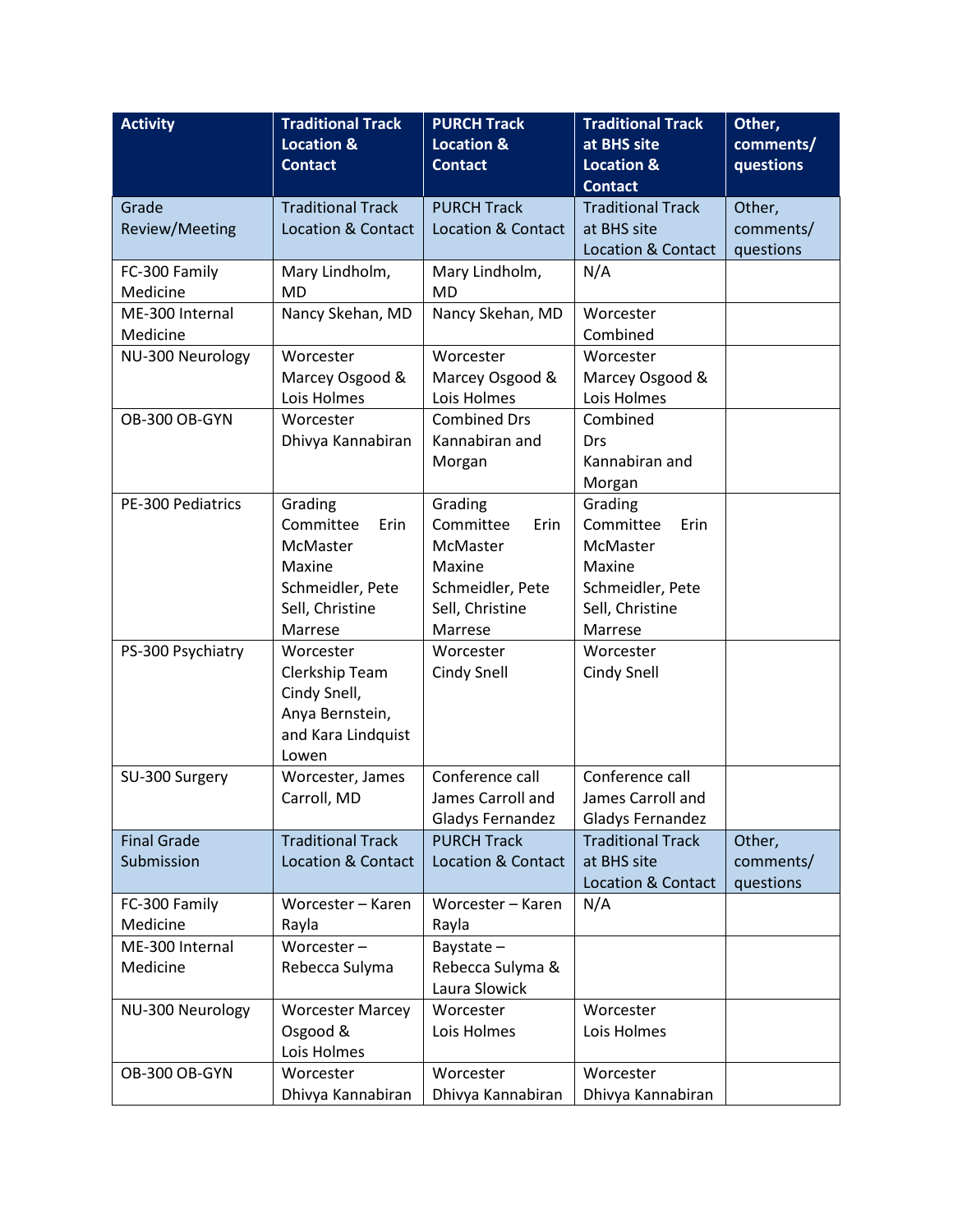| Activity | Traditional Track Location & Contact | PURCH Track Location & Contact | Traditional Track at BHS site Location & Contact | Other, comments/ questions |
|---|---|---|---|---|
| Grade Review/Meeting | Traditional Track Location & Contact | PURCH Track Location & Contact | Traditional Track at BHS site Location & Contact | Other, comments/ questions |
| FC-300 Family Medicine | Mary Lindholm, MD | Mary Lindholm, MD | N/A | |
| ME-300 Internal Medicine | Nancy Skehan, MD | Nancy Skehan, MD | Worcester Combined | |
| NU-300 Neurology | Worcester Marcey Osgood & Lois Holmes | Worcester Marcey Osgood & Lois Holmes | Worcester Marcey Osgood & Lois Holmes | |
| OB-300 OB-GYN | Worcester Dhivya Kannabiran | Combined Drs Kannabiran and Morgan | Combined Drs Kannabiran and Morgan | |
| PE-300 Pediatrics | Grading Committee Erin McMaster Maxine Schmeidler, Pete Sell, Christine Marrese | Grading Committee Erin McMaster Maxine Schmeidler, Pete Sell, Christine Marrese | Grading Committee Erin McMaster Maxine Schmeidler, Pete Sell, Christine Marrese | |
| PS-300 Psychiatry | Worcester Clerkship Team Cindy Snell, Anya Bernstein, and Kara Lindquist Lowen | Worcester Cindy Snell | Worcester Cindy Snell | |
| SU-300 Surgery | Worcester, James Carroll, MD | Conference call James Carroll and Gladys Fernandez | Conference call James Carroll and Gladys Fernandez | |
| Final Grade Submission | Traditional Track Location & Contact | PURCH Track Location & Contact | Traditional Track at BHS site Location & Contact | Other, comments/ questions |
| FC-300 Family Medicine | Worcester – Karen Rayla | Worcester – Karen Rayla | N/A | |
| ME-300 Internal Medicine | Worcester – Rebecca Sulyma | Baystate – Rebecca Sulyma & Laura Slowick | | |
| NU-300 Neurology | Worcester Marcey Osgood & Lois Holmes | Worcester Lois Holmes | Worcester Lois Holmes | |
| OB-300 OB-GYN | Worcester Dhivya Kannabiran | Worcester Dhivya Kannabiran | Worcester Dhivya Kannabiran | |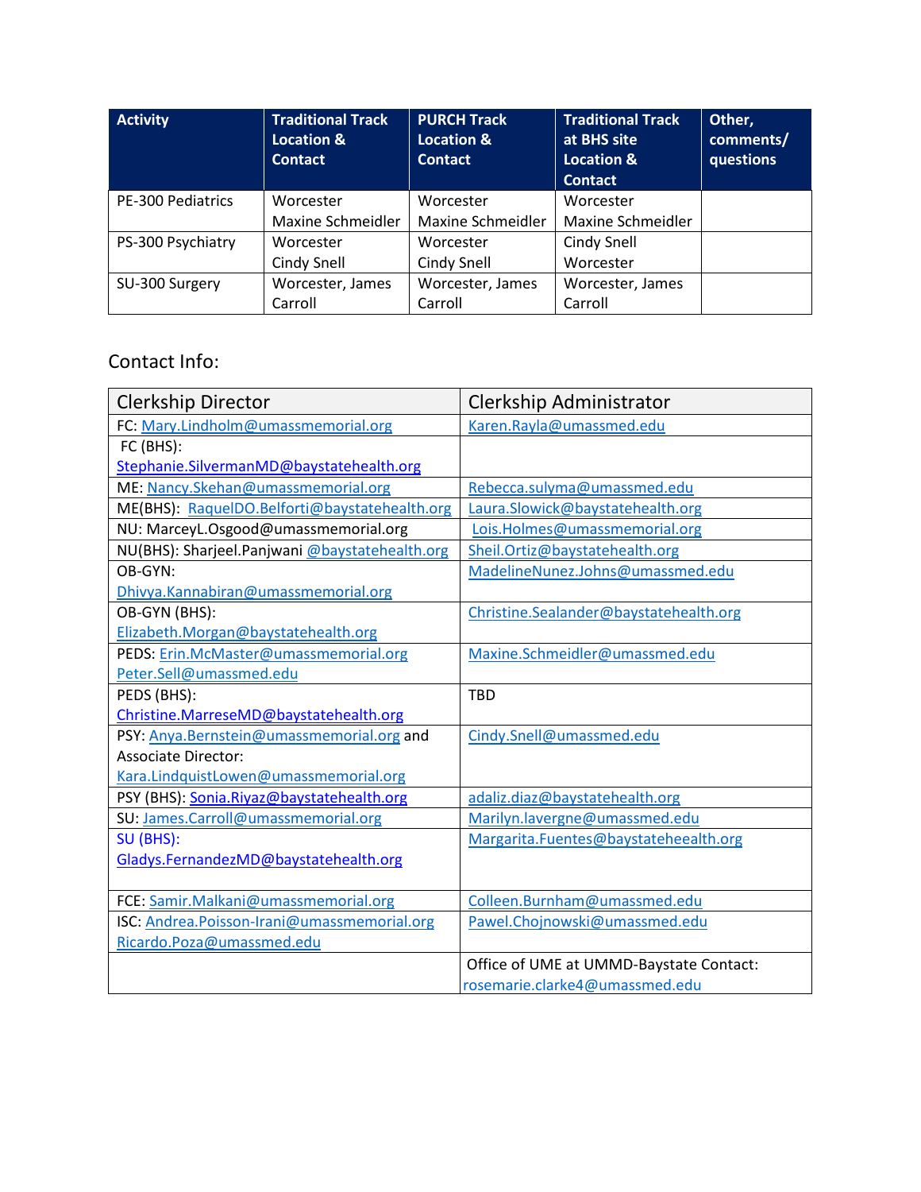| Activity | Traditional Track Location & Contact | PURCH Track Location & Contact | Traditional Track at BHS site Location & Contact | Other, comments/ questions |
|---|---|---|---|---|
| PE-300 Pediatrics | Worcester Maxine Schmeidler | Worcester Maxine Schmeidler | Worcester Maxine Schmeidler | |
| PS-300 Psychiatry | Worcester Cindy Snell | Worcester Cindy Snell | Cindy Snell Worcester | |
| SU-300 Surgery | Worcester, James Carroll | Worcester, James Carroll | Worcester, James Carroll | |

Contact Info:

| Clerkship Director | Clerkship Administrator |
|---|---|
| FC: Mary.Lindholm@umassmemorial.org | Karen.Rayla@umassmed.edu |
| FC (BHS): Stephanie.SilvermanMD@baystatehealth.org | |
| ME: Nancy.Skehan@umassmemorial.org | Rebecca.sulyma@umassmed.edu |
| ME(BHS): RaquelDO.Belforti@baystatehealth.org | Laura.Slowick@baystatehealth.org |
| NU: MarceyL.Osgood@umassmemorial.org | Lois.Holmes@umassmemorial.org |
| NU(BHS): Sharjeel.Panjwani @baystatehealth.org | Sheil.Ortiz@baystatehealth.org |
| OB-GYN: Dhivya.Kannabiran@umassmemorial.org | MadelineNunez.Johns@umassmed.edu |
| OB-GYN (BHS): Elizabeth.Morgan@baystatehealth.org | Christine.Sealander@baystatehealth.org |
| PEDS: Erin.McMaster@umassmemorial.org Peter.Sell@umassmed.edu | Maxine.Schmeidler@umassmed.edu |
| PEDS (BHS): Christine.MarreseMD@baystatehealth.org | TBD |
| PSY: Anya.Bernstein@umassmemorial.org and Associate Director: Kara.LindquistLowen@umassmemorial.org | Cindy.Snell@umassmed.edu |
| PSY (BHS): Sonia.Riyaz@baystatehealth.org | adaliz.diaz@baystatehealth.org |
| SU: James.Carroll@umassmemorial.org | Marilyn.lavergne@umassmed.edu |
| SU (BHS): Gladys.FernandezMD@baystatehealth.org | Margarita.Fuentes@baystateheealth.org |
| FCE: Samir.Malkani@umassmemorial.org | Colleen.Burnham@umassmed.edu |
| ISC: Andrea.Poisson-Irani@umassmemorial.org Ricardo.Poza@umassmed.edu | Pawel.Chojnowski@umassmed.edu |
| | Office of UME at UMMD-Baystate Contact: rosemarie.clarke4@umassmed.edu |